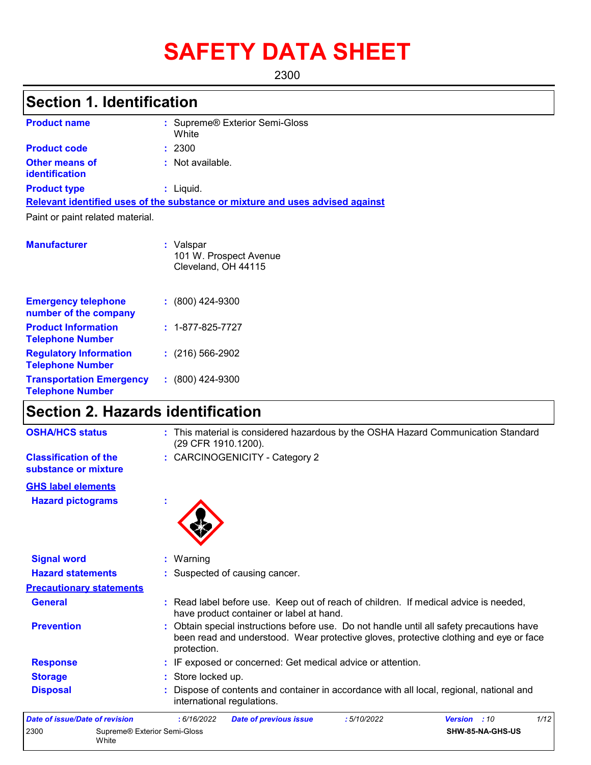# SAFETY DATA SHEET

2300

## Section 1. Identification

**Product name** : Supreme® Exterior Semi-Gloss White

**Product code** : 2300

**Other means of identification** : Not available.

**Product type** : Liquid.

**Relevant identified uses of the substance or mixture and uses advised against**

Paint or paint related material.

**Manufacturer** : Valspar
101 W. Prospect Avenue
Cleveland, OH 44115

**Emergency telephone number of the company** : (800) 424-9300

**Product Information Telephone Number** : 1-877-825-7727

**Regulatory Information Telephone Number** : (216) 566-2902

**Transportation Emergency Telephone Number** : (800) 424-9300

## Section 2. Hazards identification

**OSHA/HCS status** : This material is considered hazardous by the OSHA Hazard Communication Standard (29 CFR 1910.1200).

**Classification of the substance or mixture** : CARCINOGENICITY - Category 2

**GHS label elements**

**Hazard pictograms** :

**Signal word** : Warning

**Hazard statements** : Suspected of causing cancer.

**Precautionary statements**

**General** : Read label before use. Keep out of reach of children. If medical advice is needed, have product container or label at hand.

**Prevention** : Obtain special instructions before use. Do not handle until all safety precautions have been read and understood. Wear protective gloves, protective clothing and eye or face protection.

**Response** : IF exposed or concerned: Get medical advice or attention.

**Storage** : Store locked up.

**Disposal** : Dispose of contents and container in accordance with all local, regional, national and international regulations.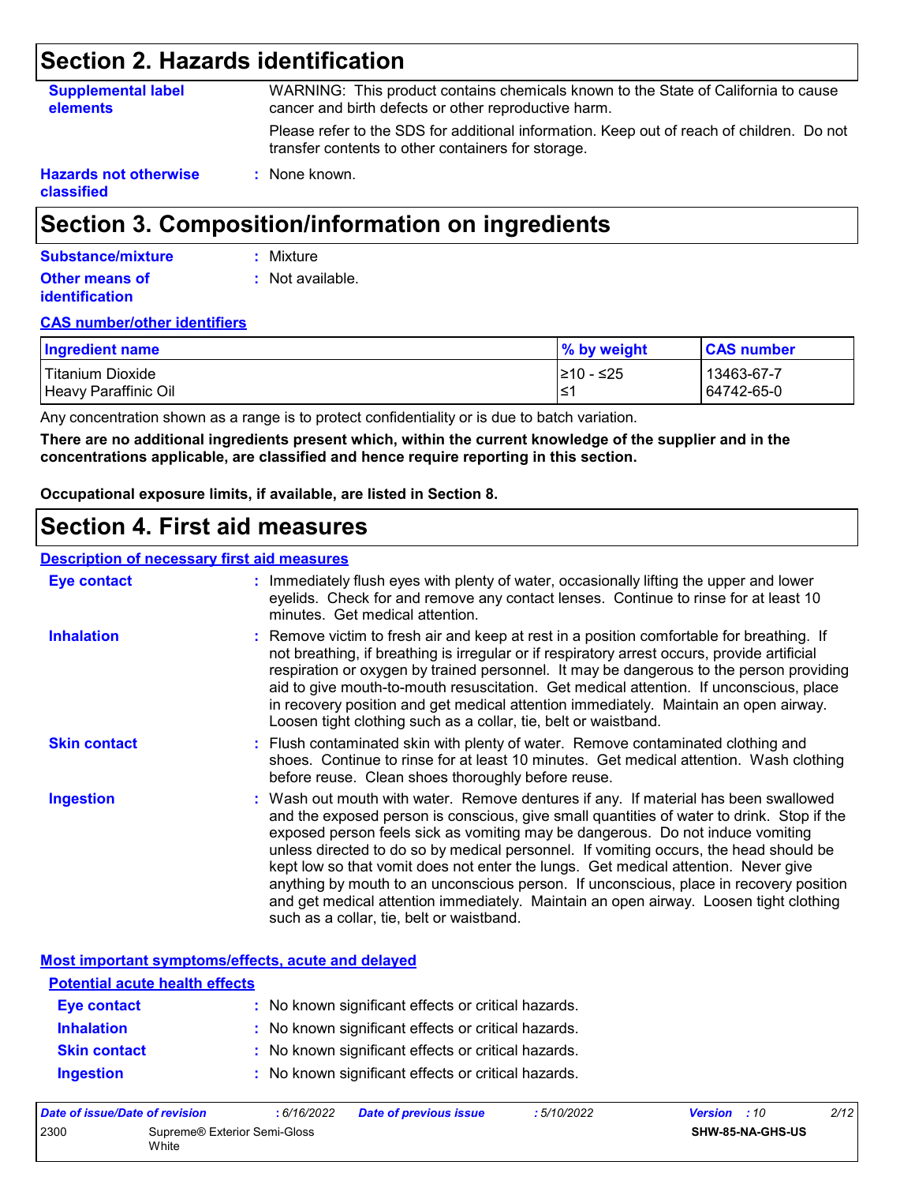## Section 2. Hazards identification

**Supplemental label elements** : WARNING: This product contains chemicals known to the State of California to cause cancer and birth defects or other reproductive harm.

Please refer to the SDS for additional information. Keep out of reach of children. Do not transfer contents to other containers for storage.

**Hazards not otherwise classified** : None known.

## Section 3. Composition/information on ingredients

**Substance/mixture** : Mixture

**Other means of identification** : Not available.

**CAS number/other identifiers**

| Ingredient name | % by weight | CAS number |
|---|---|---|
| Titanium Dioxide | ≥10 - ≤25 | 13463-67-7 |
| Heavy Paraffinic Oil | ≤1 | 64742-65-0 |

Any concentration shown as a range is to protect confidentiality or is due to batch variation.

**There are no additional ingredients present which, within the current knowledge of the supplier and in the concentrations applicable, are classified and hence require reporting in this section.**

**Occupational exposure limits, if available, are listed in Section 8.**

## Section 4. First aid measures

**Description of necessary first aid measures**

**Eye contact** : Immediately flush eyes with plenty of water, occasionally lifting the upper and lower eyelids. Check for and remove any contact lenses. Continue to rinse for at least 10 minutes. Get medical attention.

**Inhalation** : Remove victim to fresh air and keep at rest in a position comfortable for breathing. If not breathing, if breathing is irregular or if respiratory arrest occurs, provide artificial respiration or oxygen by trained personnel. It may be dangerous to the person providing aid to give mouth-to-mouth resuscitation. Get medical attention. If unconscious, place in recovery position and get medical attention immediately. Maintain an open airway. Loosen tight clothing such as a collar, tie, belt or waistband.

**Skin contact** : Flush contaminated skin with plenty of water. Remove contaminated clothing and shoes. Continue to rinse for at least 10 minutes. Get medical attention. Wash clothing before reuse. Clean shoes thoroughly before reuse.

**Ingestion** : Wash out mouth with water. Remove dentures if any. If material has been swallowed and the exposed person is conscious, give small quantities of water to drink. Stop if the exposed person feels sick as vomiting may be dangerous. Do not induce vomiting unless directed to do so by medical personnel. If vomiting occurs, the head should be kept low so that vomit does not enter the lungs. Get medical attention. Never give anything by mouth to an unconscious person. If unconscious, place in recovery position and get medical attention immediately. Maintain an open airway. Loosen tight clothing such as a collar, tie, belt or waistband.

**Most important symptoms/effects, acute and delayed**

**Potential acute health effects**

**Eye contact** : No known significant effects or critical hazards.

**Inhalation** : No known significant effects or critical hazards.

**Skin contact** : No known significant effects or critical hazards.

**Ingestion** : No known significant effects or critical hazards.

| *Date of issue/Date of revision* | : 6/16/2022 | *Date of previous issue* | : 5/10/2022 | *Version* : 10 |
|---|---|---|---|---|
| 2300 | Supreme® Exterior Semi-Gloss White | | | SHW-85-NA-GHS-US |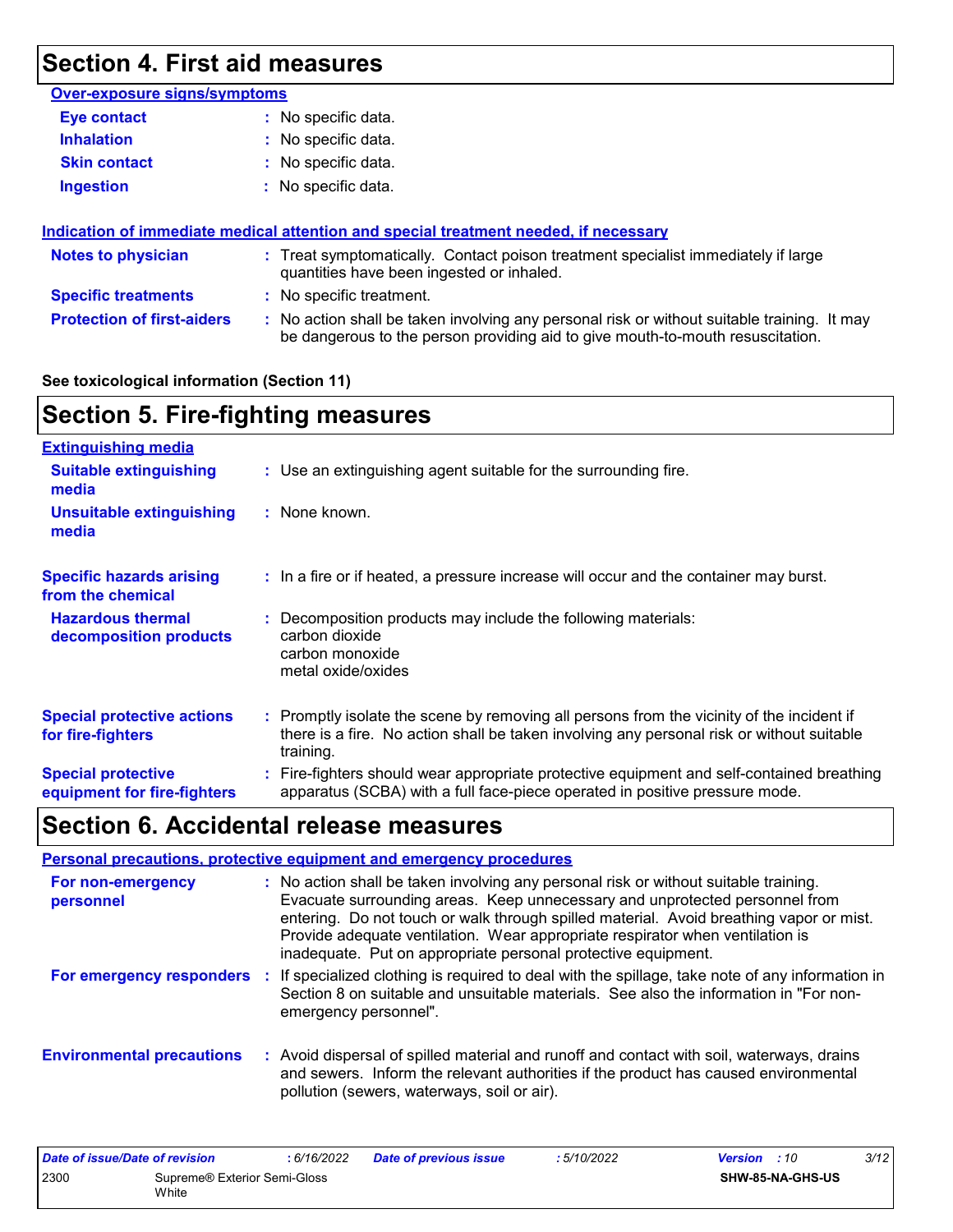## Section 4. First aid measures

**Over-exposure signs/symptoms**

**Eye contact** : No specific data.

**Inhalation** : No specific data.

**Skin contact** : No specific data.

**Ingestion** : No specific data.

**Indication of immediate medical attention and special treatment needed, if necessary**

**Notes to physician** : Treat symptomatically. Contact poison treatment specialist immediately if large quantities have been ingested or inhaled.

**Specific treatments** : No specific treatment.

**Protection of first-aiders** : No action shall be taken involving any personal risk or without suitable training. It may be dangerous to the person providing aid to give mouth-to-mouth resuscitation.

**See toxicological information (Section 11)**

## Section 5. Fire-fighting measures

**Extinguishing media**

**Suitable extinguishing media** : Use an extinguishing agent suitable for the surrounding fire.

**Unsuitable extinguishing media** : None known.

**Specific hazards arising from the chemical** : In a fire or if heated, a pressure increase will occur and the container may burst.

**Hazardous thermal decomposition products** : Decomposition products may include the following materials:
carbon dioxide
carbon monoxide
metal oxide/oxides

**Special protective actions for fire-fighters** : Promptly isolate the scene by removing all persons from the vicinity of the incident if there is a fire. No action shall be taken involving any personal risk or without suitable training.

**Special protective equipment for fire-fighters** : Fire-fighters should wear appropriate protective equipment and self-contained breathing apparatus (SCBA) with a full face-piece operated in positive pressure mode.

## Section 6. Accidental release measures

**Personal precautions, protective equipment and emergency procedures**

**For non-emergency personnel** : No action shall be taken involving any personal risk or without suitable training. Evacuate surrounding areas. Keep unnecessary and unprotected personnel from entering. Do not touch or walk through spilled material. Avoid breathing vapor or mist. Provide adequate ventilation. Wear appropriate respirator when ventilation is inadequate. Put on appropriate personal protective equipment.

**For emergency responders** : If specialized clothing is required to deal with the spillage, take note of any information in Section 8 on suitable and unsuitable materials. See also the information in "For non-emergency personnel".

**Environmental precautions** : Avoid dispersal of spilled material and runoff and contact with soil, waterways, drains and sewers. Inform the relevant authorities if the product has caused environmental pollution (sewers, waterways, soil or air).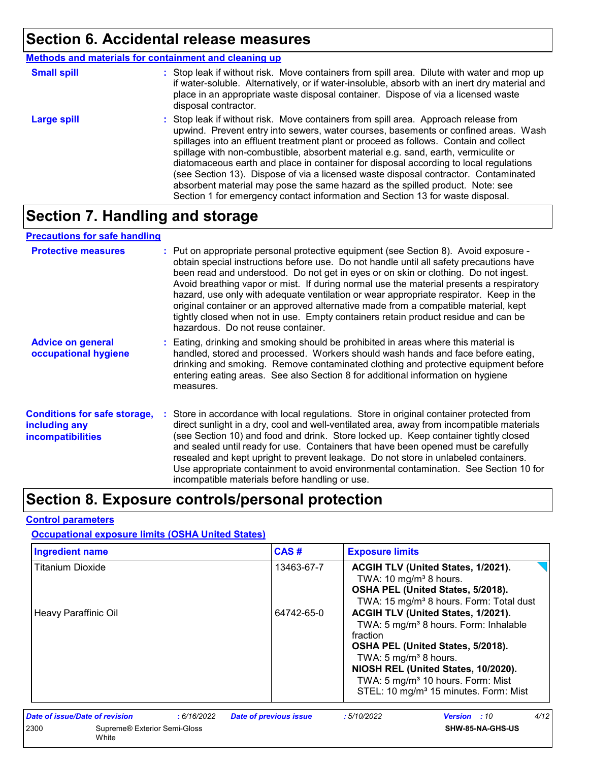# Section 6. Accidental release measures

**Methods and materials for containment and cleaning up**

**Small spill** : Stop leak if without risk. Move containers from spill area. Dilute with water and mop up if water-soluble. Alternatively, or if water-insoluble, absorb with an inert dry material and place in an appropriate waste disposal container. Dispose of via a licensed waste disposal contractor.

**Large spill** : Stop leak if without risk. Move containers from spill area. Approach release from upwind. Prevent entry into sewers, water courses, basements or confined areas. Wash spillages into an effluent treatment plant or proceed as follows. Contain and collect spillage with non-combustible, absorbent material e.g. sand, earth, vermiculite or diatomaceous earth and place in container for disposal according to local regulations (see Section 13). Dispose of via a licensed waste disposal contractor. Contaminated absorbent material may pose the same hazard as the spilled product. Note: see Section 1 for emergency contact information and Section 13 for waste disposal.

# Section 7. Handling and storage

**Precautions for safe handling**

**Protective measures** : Put on appropriate personal protective equipment (see Section 8). Avoid exposure - obtain special instructions before use. Do not handle until all safety precautions have been read and understood. Do not get in eyes or on skin or clothing. Do not ingest. Avoid breathing vapor or mist. If during normal use the material presents a respiratory hazard, use only with adequate ventilation or wear appropriate respirator. Keep in the original container or an approved alternative made from a compatible material, kept tightly closed when not in use. Empty containers retain product residue and can be hazardous. Do not reuse container.

**Advice on general occupational hygiene** : Eating, drinking and smoking should be prohibited in areas where this material is handled, stored and processed. Workers should wash hands and face before eating, drinking and smoking. Remove contaminated clothing and protective equipment before entering eating areas. See also Section 8 for additional information on hygiene measures.

**Conditions for safe storage, including any incompatibilities** : Store in accordance with local regulations. Store in original container protected from direct sunlight in a dry, cool and well-ventilated area, away from incompatible materials (see Section 10) and food and drink. Store locked up. Keep container tightly closed and sealed until ready for use. Containers that have been opened must be carefully resealed and kept upright to prevent leakage. Do not store in unlabeled containers. Use appropriate containment to avoid environmental contamination. See Section 10 for incompatible materials before handling or use.

# Section 8. Exposure controls/personal protection

**Control parameters**

**Occupational exposure limits (OSHA United States)**

| Ingredient name | CAS # | Exposure limits |
|---|---|---|
| Titanium Dioxide | 13463-67-7 | **ACGIH TLV (United States, 1/2021).**<br>TWA: 10 mg/m³ 8 hours.<br>**OSHA PEL (United States, 5/2018).**<br>TWA: 15 mg/m³ 8 hours. Form: Total dust |
| Heavy Paraffinic Oil | 64742-65-0 | **ACGIH TLV (United States, 1/2021).**<br>TWA: 5 mg/m³ 8 hours. Form: Inhalable fraction<br>**OSHA PEL (United States, 5/2018).**<br>TWA: 5 mg/m³ 8 hours.<br>**NIOSH REL (United States, 10/2020).**<br>TWA: 5 mg/m³ 10 hours. Form: Mist<br>STEL: 10 mg/m³ 15 minutes. Form: Mist |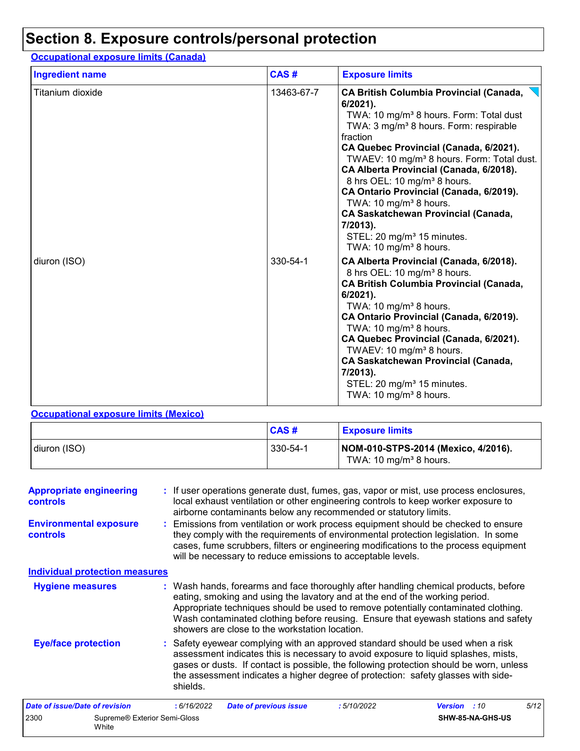# Section 8. Exposure controls/personal protection

**Occupational exposure limits (Canada)**

| Ingredient name | CAS # | Exposure limits |
|---|---|---|
| Titanium dioxide | 13463-67-7 | **CA British Columbia Provincial (Canada, 6/2021).**<br>TWA: 10 mg/m³ 8 hours. Form: Total dust<br>TWA: 3 mg/m³ 8 hours. Form: respirable fraction<br>**CA Quebec Provincial (Canada, 6/2021).**<br>TWAEV: 10 mg/m³ 8 hours. Form: Total dust.<br>**CA Alberta Provincial (Canada, 6/2018).**<br>8 hrs OEL: 10 mg/m³ 8 hours.<br>**CA Ontario Provincial (Canada, 6/2019).**<br>TWA: 10 mg/m³ 8 hours.<br>**CA Saskatchewan Provincial (Canada, 7/2013).**<br>STEL: 20 mg/m³ 15 minutes.<br>TWA: 10 mg/m³ 8 hours. |
| diuron (ISO) | 330-54-1 | **CA Alberta Provincial (Canada, 6/2018).**<br>8 hrs OEL: 10 mg/m³ 8 hours.<br>**CA British Columbia Provincial (Canada, 6/2021).**<br>TWA: 10 mg/m³ 8 hours.<br>**CA Ontario Provincial (Canada, 6/2019).**<br>TWA: 10 mg/m³ 8 hours.<br>**CA Quebec Provincial (Canada, 6/2021).**<br>TWAEV: 10 mg/m³ 8 hours.<br>**CA Saskatchewan Provincial (Canada, 7/2013).**<br>STEL: 20 mg/m³ 15 minutes.<br>TWA: 10 mg/m³ 8 hours. |

**Occupational exposure limits (Mexico)**

| | CAS # | Exposure limits |
|---|---|---|
| diuron (ISO) | 330-54-1 | **NOM-010-STPS-2014 (Mexico, 4/2016).**<br>TWA: 10 mg/m³ 8 hours. |

**Appropriate engineering controls** : If user operations generate dust, fumes, gas, vapor or mist, use process enclosures, local exhaust ventilation or other engineering controls to keep worker exposure to airborne contaminants below any recommended or statutory limits.

**Environmental exposure controls** : Emissions from ventilation or work process equipment should be checked to ensure they comply with the requirements of environmental protection legislation. In some cases, fume scrubbers, filters or engineering modifications to the process equipment will be necessary to reduce emissions to acceptable levels.

**Individual protection measures**

**Hygiene measures** : Wash hands, forearms and face thoroughly after handling chemical products, before eating, smoking and using the lavatory and at the end of the working period. Appropriate techniques should be used to remove potentially contaminated clothing. Wash contaminated clothing before reusing. Ensure that eyewash stations and safety showers are close to the workstation location.

**Eye/face protection** : Safety eyewear complying with an approved standard should be used when a risk assessment indicates this is necessary to avoid exposure to liquid splashes, mists, gases or dusts. If contact is possible, the following protection should be worn, unless the assessment indicates a higher degree of protection: safety glasses with side-shields.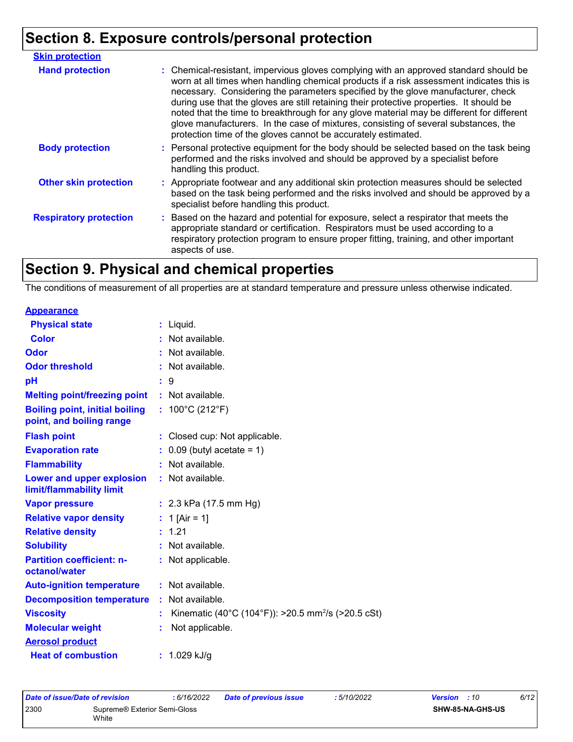## Section 8. Exposure controls/personal protection

**Skin protection**

| | |
|---|---|
| **Hand protection** | : Chemical-resistant, impervious gloves complying with an approved standard should be worn at all times when handling chemical products if a risk assessment indicates this is necessary. Considering the parameters specified by the glove manufacturer, check during use that the gloves are still retaining their protective properties. It should be noted that the time to breakthrough for any glove material may be different for different glove manufacturers. In the case of mixtures, consisting of several substances, the protection time of the gloves cannot be accurately estimated. |
| **Body protection** | : Personal protective equipment for the body should be selected based on the task being performed and the risks involved and should be approved by a specialist before handling this product. |
| **Other skin protection** | : Appropriate footwear and any additional skin protection measures should be selected based on the task being performed and the risks involved and should be approved by a specialist before handling this product. |
| **Respiratory protection** | : Based on the hazard and potential for exposure, select a respirator that meets the appropriate standard or certification. Respirators must be used according to a respiratory protection program to ensure proper fitting, training, and other important aspects of use. |

## Section 9. Physical and chemical properties

The conditions of measurement of all properties are at standard temperature and pressure unless otherwise indicated.

**Appearance**

| | |
|---|---|
| **Physical state** | : Liquid. |
| **Color** | : Not available. |
| **Odor** | : Not available. |
| **Odor threshold** | : Not available. |
| **pH** | : 9 |
| **Melting point/freezing point** | : Not available. |
| **Boiling point, initial boiling point, and boiling range** | : 100°C (212°F) |
| **Flash point** | : Closed cup: Not applicable. |
| **Evaporation rate** | : 0.09 (butyl acetate = 1) |
| **Flammability** | : Not available. |
| **Lower and upper explosion limit/flammability limit** | : Not available. |
| **Vapor pressure** | : 2.3 kPa (17.5 mm Hg) |
| **Relative vapor density** | : 1 [Air = 1] |
| **Relative density** | : 1.21 |
| **Solubility** | : Not available. |
| **Partition coefficient: n-octanol/water** | : Not applicable. |
| **Auto-ignition temperature** | : Not available. |
| **Decomposition temperature** | : Not available. |
| **Viscosity** | : Kinematic (40°C (104°F)): >20.5 $mm^2/s$ (>20.5 cSt) |
| **Molecular weight** | : Not applicable. |

**Aerosol product**

| | |
|---|---|
| **Heat of combustion** | : 1.029 kJ/g |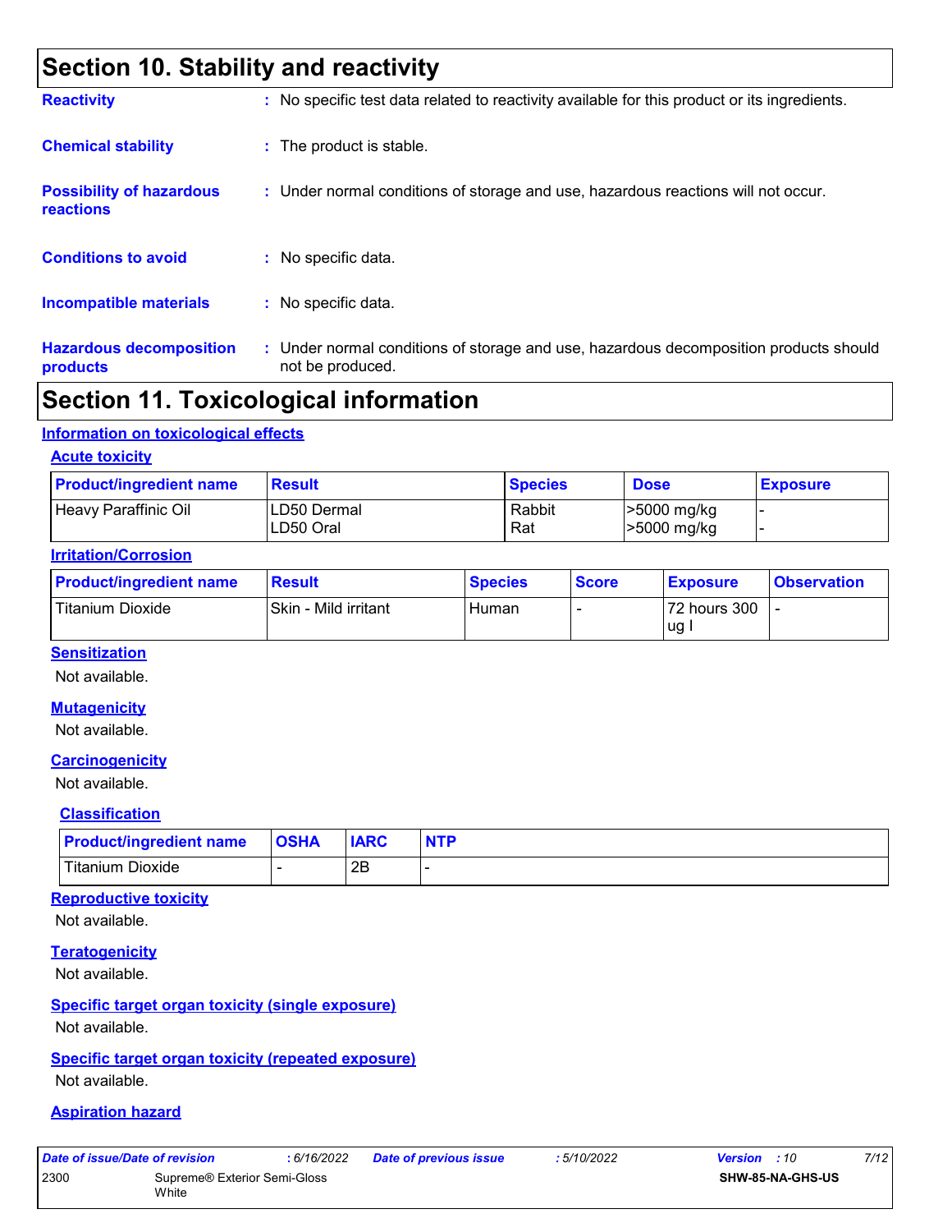## Section 10. Stability and reactivity

**Reactivity** : No specific test data related to reactivity available for this product or its ingredients.

**Chemical stability** : The product is stable.

**Possibility of hazardous reactions** : Under normal conditions of storage and use, hazardous reactions will not occur.

**Conditions to avoid** : No specific data.

**Incompatible materials** : No specific data.

**Hazardous decomposition products** : Under normal conditions of storage and use, hazardous decomposition products should not be produced.

## Section 11. Toxicological information

### Information on toxicological effects

#### Acute toxicity

| Product/ingredient name | Result | Species | Dose | Exposure |
|---|---|---|---|---|
| Heavy Paraffinic Oil | LD50 Dermal<br>LD50 Oral | Rabbit<br>Rat | >5000 mg/kg<br>>5000 mg/kg | -<br>- |

#### Irritation/Corrosion

| Product/ingredient name | Result | Species | Score | Exposure | Observation |
|---|---|---|---|---|---|
| Titanium Dioxide | Skin - Mild irritant | Human | - | 72 hours 300 ug I | - |

#### Sensitization

Not available.

#### Mutagenicity

Not available.

#### Carcinogenicity

Not available.

##### Classification

| Product/ingredient name | OSHA | IARC | NTP |
|---|---|---|---|
| Titanium Dioxide | - | 2B | - |

#### Reproductive toxicity

Not available.

#### Teratogenicity

Not available.

#### Specific target organ toxicity (single exposure)

Not available.

#### Specific target organ toxicity (repeated exposure)

Not available.

#### Aspiration hazard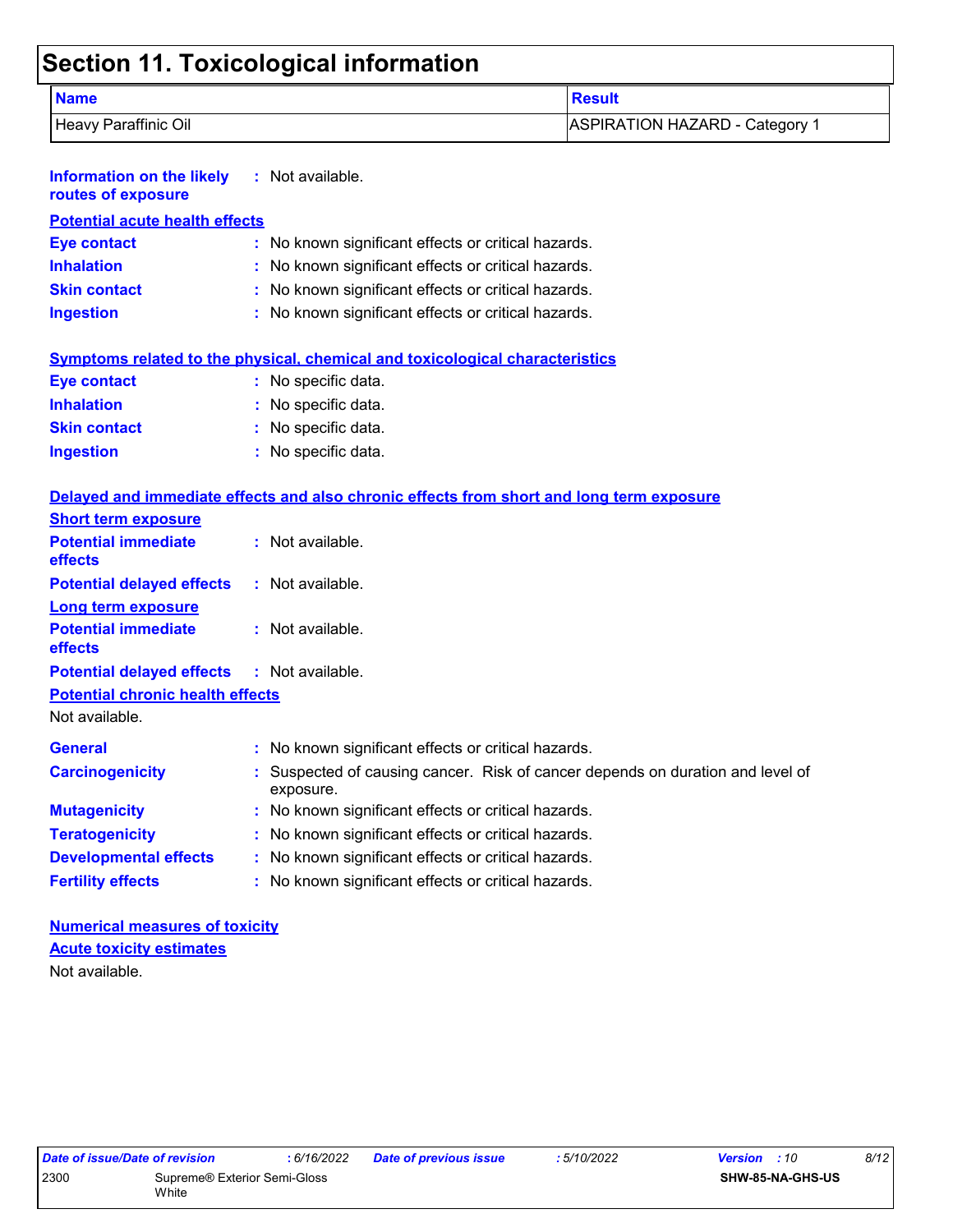# Section 11. Toxicological information

| Name | Result |
| --- | --- |
| Heavy Paraffinic Oil | ASPIRATION HAZARD - Category 1 |

**Information on the likely routes of exposure** : Not available.

**Potential acute health effects**

**Eye contact** : No known significant effects or critical hazards.
**Inhalation** : No known significant effects or critical hazards.
**Skin contact** : No known significant effects or critical hazards.
**Ingestion** : No known significant effects or critical hazards.

**Symptoms related to the physical, chemical and toxicological characteristics**

**Eye contact** : No specific data.
**Inhalation** : No specific data.
**Skin contact** : No specific data.
**Ingestion** : No specific data.

**Delayed and immediate effects and also chronic effects from short and long term exposure**

**Short term exposure**

**Potential immediate effects** : Not available.
**Potential delayed effects** : Not available.

**Long term exposure**

**Potential immediate effects** : Not available.
**Potential delayed effects** : Not available.

**Potential chronic health effects**

Not available.

**General** : No known significant effects or critical hazards.
**Carcinogenicity** : Suspected of causing cancer. Risk of cancer depends on duration and level of exposure.
**Mutagenicity** : No known significant effects or critical hazards.
**Teratogenicity** : No known significant effects or critical hazards.
**Developmental effects** : No known significant effects or critical hazards.
**Fertility effects** : No known significant effects or critical hazards.

**Numerical measures of toxicity**

**Acute toxicity estimates**

Not available.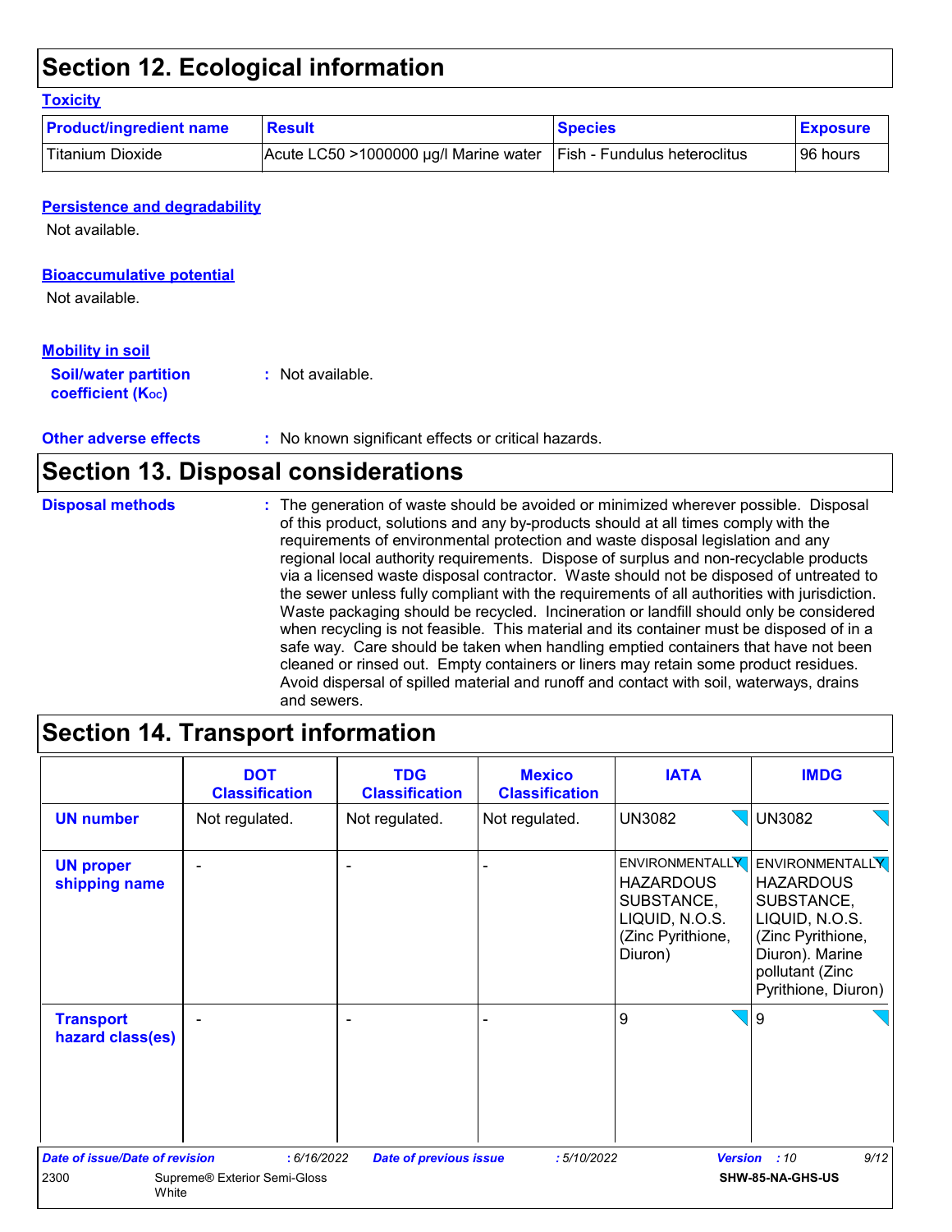## Section 12. Ecological information

### Toxicity

| Product/ingredient name | Result | Species | Exposure |
|---|---|---|---|
| Titanium Dioxide | Acute LC50 >1000000 µg/l Marine water | Fish - Fundulus heteroclitus | 96 hours |

### Persistence and degradability

Not available.

### Bioaccumulative potential

Not available.

### Mobility in soil

**Soil/water partition coefficient ($K_{OC}$)** : Not available.

**Other adverse effects** : No known significant effects or critical hazards.

## Section 13. Disposal considerations

**Disposal methods** : The generation of waste should be avoided or minimized wherever possible. Disposal of this product, solutions and any by-products should at all times comply with the requirements of environmental protection and waste disposal legislation and any regional local authority requirements. Dispose of surplus and non-recyclable products via a licensed waste disposal contractor. Waste should not be disposed of untreated to the sewer unless fully compliant with the requirements of all authorities with jurisdiction. Waste packaging should be recycled. Incineration or landfill should only be considered when recycling is not feasible. This material and its container must be disposed of in a safe way. Care should be taken when handling emptied containers that have not been cleaned or rinsed out. Empty containers or liners may retain some product residues. Avoid dispersal of spilled material and runoff and contact with soil, waterways, drains and sewers.

## Section 14. Transport information

| | DOT Classification | TDG Classification | Mexico Classification | IATA | IMDG |
|---|---|---|---|---|---|
| **UN number** | Not regulated. | Not regulated. | Not regulated. | UN3082 | UN3082 |
| **UN proper shipping name** | - | - | - | ENVIRONMENTALLY HAZARDOUS SUBSTANCE, LIQUID, N.O.S. (Zinc Pyrithione, Diuron) | ENVIRONMENTALLY HAZARDOUS SUBSTANCE, LIQUID, N.O.S. (Zinc Pyrithione, Diuron). Marine pollutant (Zinc Pyrithione, Diuron) |
| **Transport hazard class(es)** | - | - | - | 9 | 9 |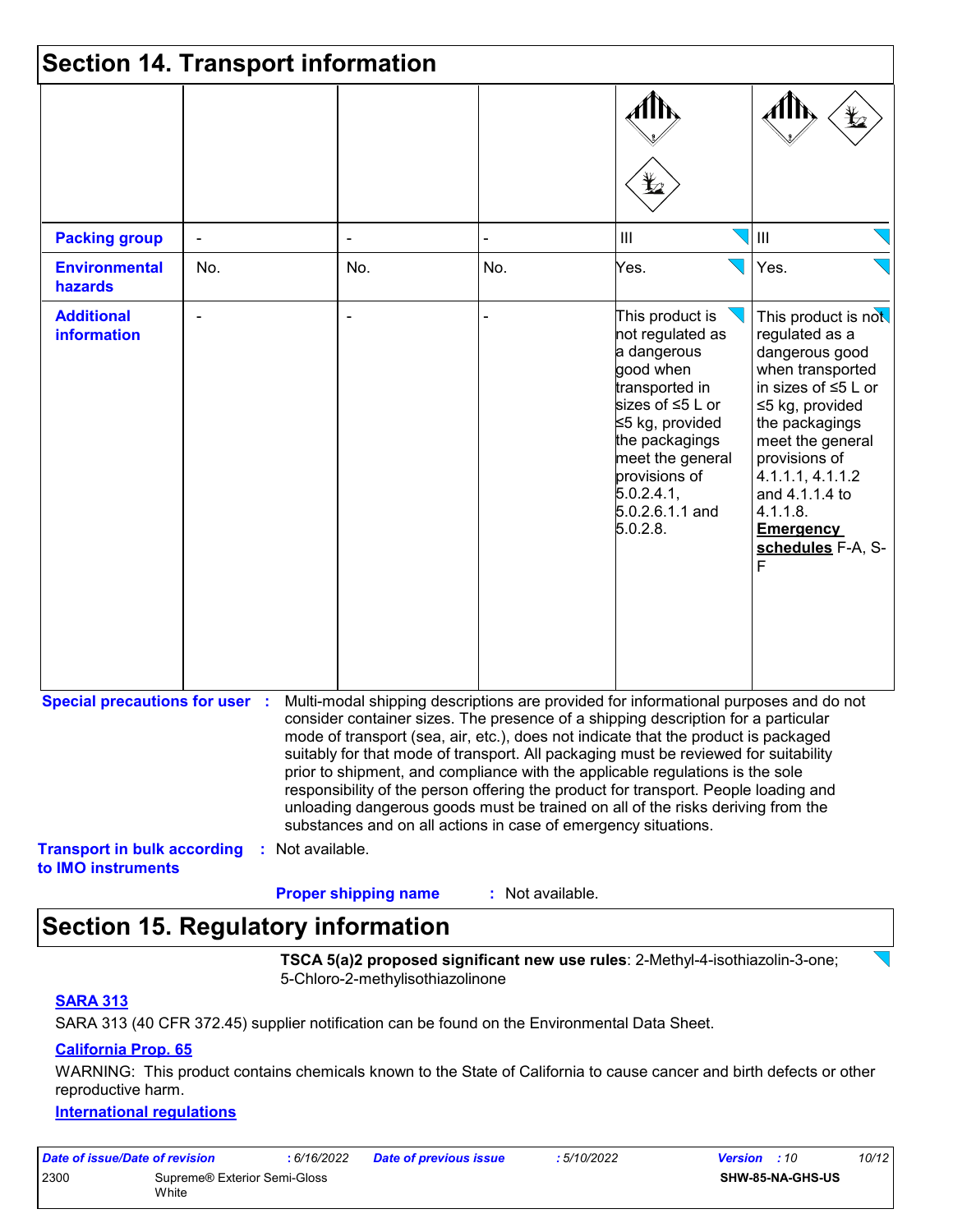## Section 14. Transport information

| | | | | | |
|---|---|---|---|---|---|
| | | | | | |
| **Packing group** | - | - | - | III | III |
| **Environmental hazards** | No. | No. | No. | Yes. | Yes. |
| **Additional information** | - | - | - | This product is not regulated as a dangerous good when transported in sizes of ≤5 L or ≤5 kg, provided the packagings meet the general provisions of 5.0.2.4.1, 5.0.2.6.1.1 and 5.0.2.8. | This product is not regulated as a dangerous good when transported in sizes of ≤5 L or ≤5 kg, provided the packagings meet the general provisions of 4.1.1.1, 4.1.1.2 and 4.1.1.4 to 4.1.1.8. **Emergency schedules** F-A, S-F |

**Special precautions for user** : Multi-modal shipping descriptions are provided for informational purposes and do not consider container sizes. The presence of a shipping description for a particular mode of transport (sea, air, etc.), does not indicate that the product is packaged suitably for that mode of transport. All packaging must be reviewed for suitability prior to shipment, and compliance with the applicable regulations is the sole responsibility of the person offering the product for transport. People loading and unloading dangerous goods must be trained on all of the risks deriving from the substances and on all actions in case of emergency situations.

**Transport in bulk according to IMO instruments** : Not available.

**Proper shipping name** : Not available.

## Section 15. Regulatory information

**TSCA 5(a)2 proposed significant new use rules**: 2-Methyl-4-isothiazolin-3-one; 5-Chloro-2-methylisothiazolinone

**SARA 313**

SARA 313 (40 CFR 372.45) supplier notification can be found on the Environmental Data Sheet.

**California Prop. 65**

WARNING: This product contains chemicals known to the State of California to cause cancer and birth defects or other reproductive harm.

**International regulations**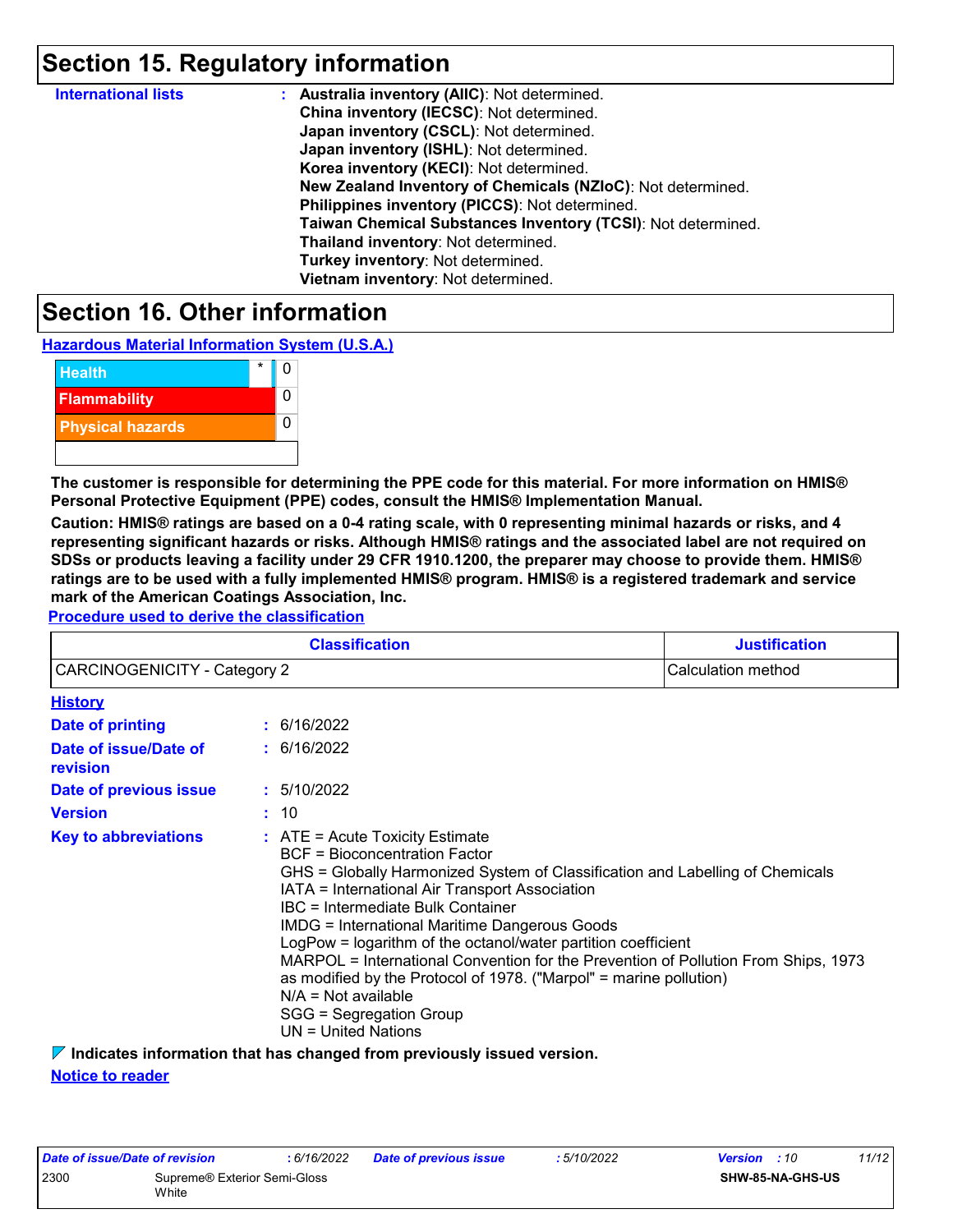## Section 15. Regulatory information

**International lists** : **Australia inventory (AIIC)**: Not determined.
**China inventory (IECSC)**: Not determined.
**Japan inventory (CSCL)**: Not determined.
**Japan inventory (ISHL)**: Not determined.
**Korea inventory (KECI)**: Not determined.
**New Zealand Inventory of Chemicals (NZIoC)**: Not determined.
**Philippines inventory (PICCS)**: Not determined.
**Taiwan Chemical Substances Inventory (TCSI)**: Not determined.
**Thailand inventory**: Not determined.
**Turkey inventory**: Not determined.
**Vietnam inventory**: Not determined.

## Section 16. Other information

**Hazardous Material Information System (U.S.A.)**

| | | |
|---|---|---|
| Health | * | 0 |
| Flammability | | 0 |
| Physical hazards | | 0 |
| | | |

**The customer is responsible for determining the PPE code for this material. For more information on HMIS® Personal Protective Equipment (PPE) codes, consult the HMIS® Implementation Manual.**

**Caution: HMIS® ratings are based on a 0-4 rating scale, with 0 representing minimal hazards or risks, and 4 representing significant hazards or risks. Although HMIS® ratings and the associated label are not required on SDSs or products leaving a facility under 29 CFR 1910.1200, the preparer may choose to provide them. HMIS® ratings are to be used with a fully implemented HMIS® program. HMIS® is a registered trademark and service mark of the American Coatings Association, Inc.**

**Procedure used to derive the classification**

| Classification | Justification |
|---|---|
| CARCINOGENICITY - Category 2 | Calculation method |

**History**

**Date of printing** : 6/16/2022

**Date of issue/Date of revision** : 6/16/2022

**Date of previous issue** : 5/10/2022

**Version** : 10

**Key to abbreviations** : ATE = Acute Toxicity Estimate
BCF = Bioconcentration Factor
GHS = Globally Harmonized System of Classification and Labelling of Chemicals
IATA = International Air Transport Association
IBC = Intermediate Bulk Container
IMDG = International Maritime Dangerous Goods
LogPow = logarithm of the octanol/water partition coefficient
MARPOL = International Convention for the Prevention of Pollution From Ships, 1973 as modified by the Protocol of 1978. ("Marpol" = marine pollution)
N/A = Not available
SGG = Segregation Group
UN = United Nations

**Indicates information that has changed from previously issued version.**

**Notice to reader**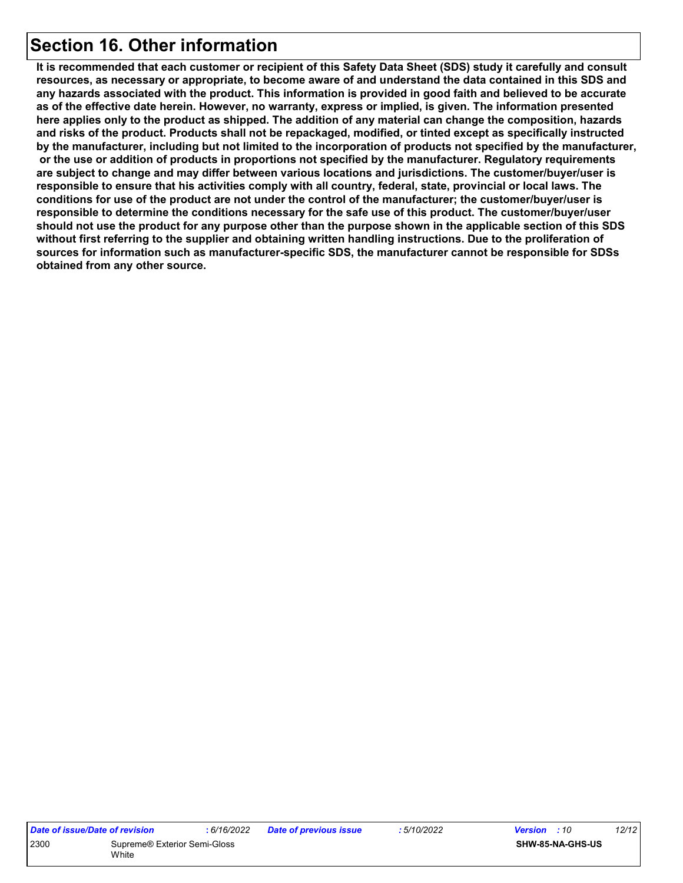## Section 16. Other information

**It is recommended that each customer or recipient of this Safety Data Sheet (SDS) study it carefully and consult resources, as necessary or appropriate, to become aware of and understand the data contained in this SDS and any hazards associated with the product. This information is provided in good faith and believed to be accurate as of the effective date herein. However, no warranty, express or implied, is given. The information presented here applies only to the product as shipped. The addition of any material can change the composition, hazards and risks of the product. Products shall not be repackaged, modified, or tinted except as specifically instructed by the manufacturer, including but not limited to the incorporation of products not specified by the manufacturer, or the use or addition of products in proportions not specified by the manufacturer. Regulatory requirements are subject to change and may differ between various locations and jurisdictions. The customer/buyer/user is responsible to ensure that his activities comply with all country, federal, state, provincial or local laws. The conditions for use of the product are not under the control of the manufacturer; the customer/buyer/user is responsible to determine the conditions necessary for the safe use of this product. The customer/buyer/user should not use the product for any purpose other than the purpose shown in the applicable section of this SDS without first referring to the supplier and obtaining written handling instructions. Due to the proliferation of sources for information such as manufacturer-specific SDS, the manufacturer cannot be responsible for SDSs obtained from any other source.**